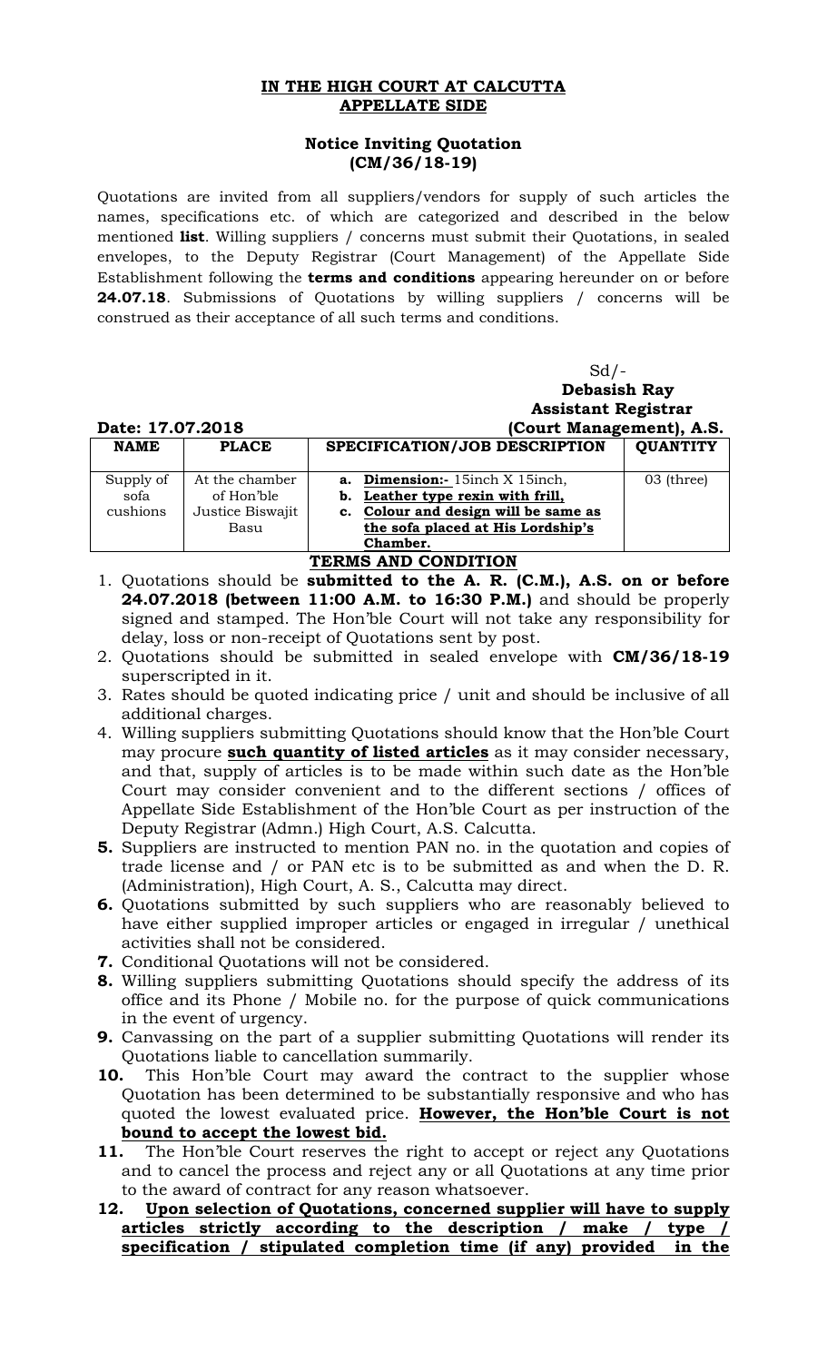# IN THE HIGH COURT AT CALCUTTA
## APPELLATE SIDE

### Notice Inviting Quotation
### (CM/36/18-19)

Quotations are invited from all suppliers/vendors for supply of such articles the names, specifications etc. of which are categorized and described in the below mentioned **list**. Willing suppliers / concerns must submit their Quotations, in sealed envelopes, to the Deputy Registrar (Court Management) of the Appellate Side Establishment following the **terms and conditions** appearing hereunder on or before **24.07.18**. Submissions of Quotations by willing suppliers / concerns will be construed as their acceptance of all such terms and conditions.

Sd/-
**Debasish Ray**
**Assistant Registrar**
**(Court Management), A.S.**

**Date: 17.07.2018**

| NAME | PLACE | SPECIFICATION/JOB DESCRIPTION | QUANTITY |
|---|---|---|---|
| Supply of sofa cushions | At the chamber of Hon'ble Justice Biswajit Basu | **a. Dimension:-** 15inch X 15inch, **b. Leather type rexin with frill,** **c. Colour and design will be same as the sofa placed at His Lordship's Chamber.** | 03 (three) |

**TERMS AND CONDITION**

1. Quotations should be **submitted to the A. R. (C.M.), A.S. on or before 24.07.2018 (between 11:00 A.M. to 16:30 P.M.)** and should be properly signed and stamped. The Hon'ble Court will not take any responsibility for delay, loss or non-receipt of Quotations sent by post.
2. Quotations should be submitted in sealed envelope with **CM/36/18-19** superscripted in it.
3. Rates should be quoted indicating price / unit and should be inclusive of all additional charges.
4. Willing suppliers submitting Quotations should know that the Hon'ble Court may procure **such quantity of listed articles** as it may consider necessary, and that, supply of articles is to be made within such date as the Hon'ble Court may consider convenient and to the different sections / offices of Appellate Side Establishment of the Hon'ble Court as per instruction of the Deputy Registrar (Admn.) High Court, A.S. Calcutta.
5. Suppliers are instructed to mention PAN no. in the quotation and copies of trade license and / or PAN etc is to be submitted as and when the D. R. (Administration), High Court, A. S., Calcutta may direct.
6. Quotations submitted by such suppliers who are reasonably believed to have either supplied improper articles or engaged in irregular / unethical activities shall not be considered.
7. Conditional Quotations will not be considered.
8. Willing suppliers submitting Quotations should specify the address of its office and its Phone / Mobile no. for the purpose of quick communications in the event of urgency.
9. Canvassing on the part of a supplier submitting Quotations will render its Quotations liable to cancellation summarily.
10. This Hon'ble Court may award the contract to the supplier whose Quotation has been determined to be substantially responsive and who has quoted the lowest evaluated price. **However, the Hon'ble Court is not bound to accept the lowest bid.**
11. The Hon'ble Court reserves the right to accept or reject any Quotations and to cancel the process and reject any or all Quotations at any time prior to the award of contract for any reason whatsoever.
12. **Upon selection of Quotations, concerned supplier will have to supply articles strictly according to the description / make / type / specification / stipulated completion time (if any) provided in the**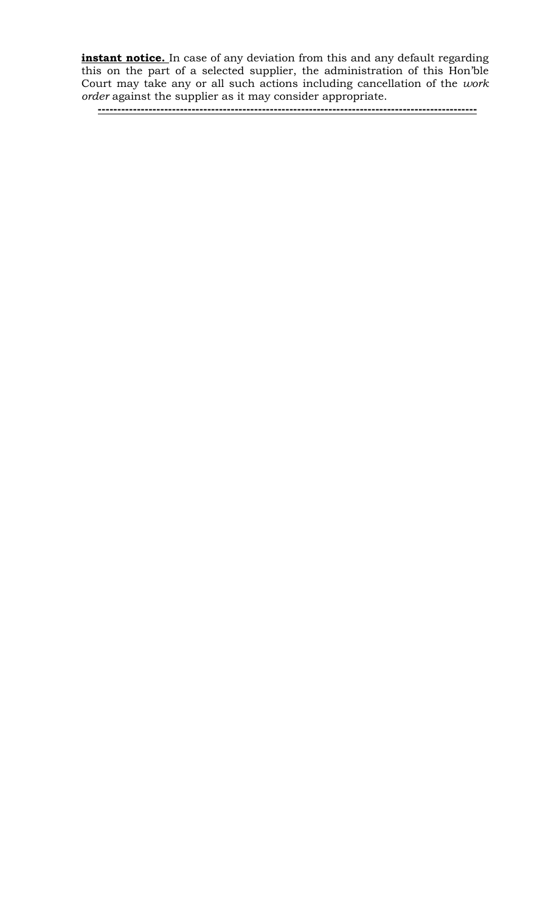**instant notice.** In case of any deviation from this and any default regarding this on the part of a selected supplier, the administration of this Hon'ble Court may take any or all such actions including cancellation of the *work order* against the supplier as it may consider appropriate.

---